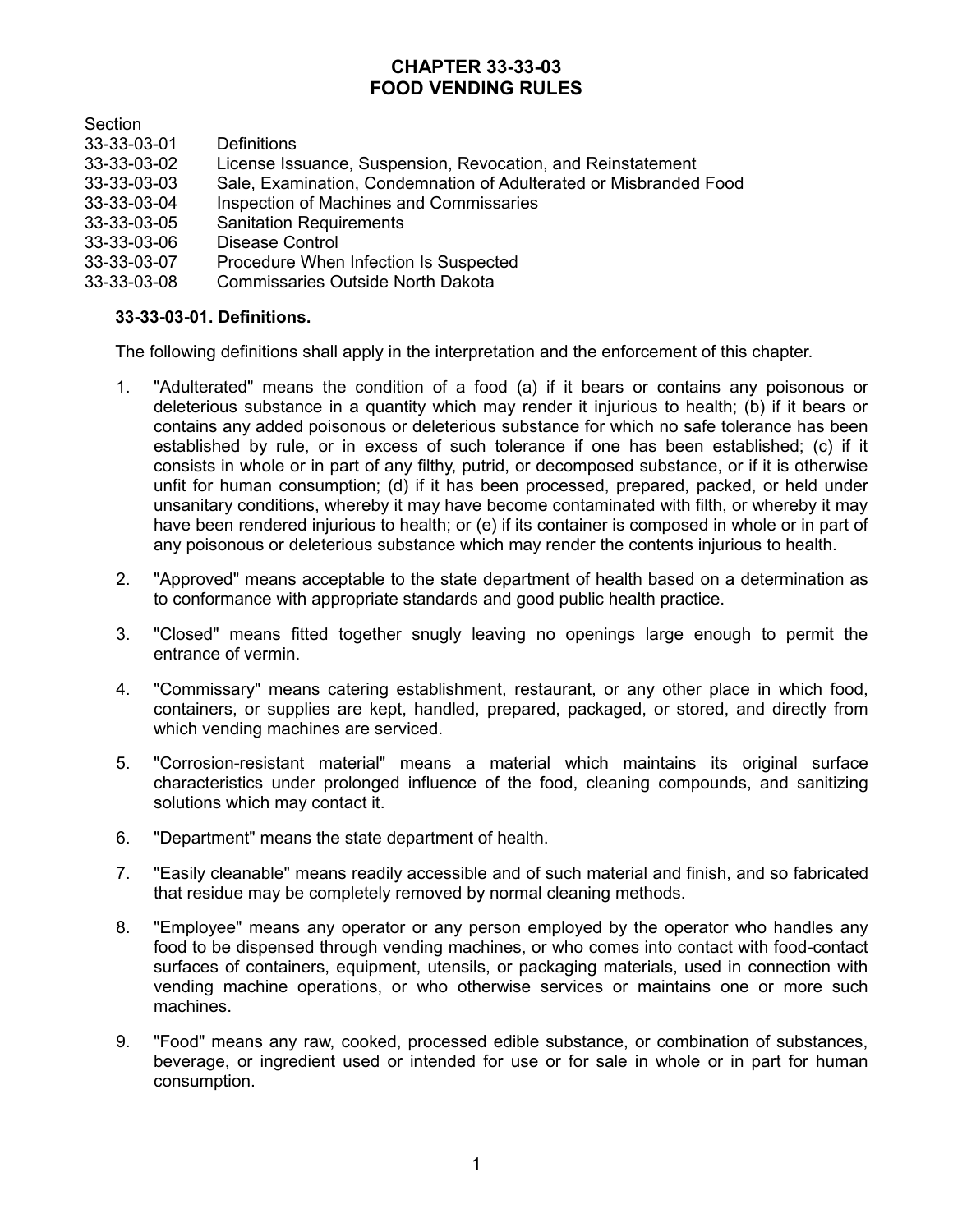# CHAPTER 33-33-03
# FOOD VENDING RULES

| Section | |
| --- | --- |
| 33-33-03-01 | Definitions |
| 33-33-03-02 | License Issuance, Suspension, Revocation, and Reinstatement |
| 33-33-03-03 | Sale, Examination, Condemnation of Adulterated or Misbranded Food |
| 33-33-03-04 | Inspection of Machines and Commissaries |
| 33-33-03-05 | Sanitation Requirements |
| 33-33-03-06 | Disease Control |
| 33-33-03-07 | Procedure When Infection Is Suspected |
| 33-33-03-08 | Commissaries Outside North Dakota |

**33-33-03-01. Definitions.**

The following definitions shall apply in the interpretation and the enforcement of this chapter.

1. "Adulterated" means the condition of a food (a) if it bears or contains any poisonous or deleterious substance in a quantity which may render it injurious to health; (b) if it bears or contains any added poisonous or deleterious substance for which no safe tolerance has been established by rule, or in excess of such tolerance if one has been established; (c) if it consists in whole or in part of any filthy, putrid, or decomposed substance, or if it is otherwise unfit for human consumption; (d) if it has been processed, prepared, packed, or held under unsanitary conditions, whereby it may have become contaminated with filth, or whereby it may have been rendered injurious to health; or (e) if its container is composed in whole or in part of any poisonous or deleterious substance which may render the contents injurious to health.

2. "Approved" means acceptable to the state department of health based on a determination as to conformance with appropriate standards and good public health practice.

3. "Closed" means fitted together snugly leaving no openings large enough to permit the entrance of vermin.

4. "Commissary" means catering establishment, restaurant, or any other place in which food, containers, or supplies are kept, handled, prepared, packaged, or stored, and directly from which vending machines are serviced.

5. "Corrosion-resistant material" means a material which maintains its original surface characteristics under prolonged influence of the food, cleaning compounds, and sanitizing solutions which may contact it.

6. "Department" means the state department of health.

7. "Easily cleanable" means readily accessible and of such material and finish, and so fabricated that residue may be completely removed by normal cleaning methods.

8. "Employee" means any operator or any person employed by the operator who handles any food to be dispensed through vending machines, or who comes into contact with food-contact surfaces of containers, equipment, utensils, or packaging materials, used in connection with vending machine operations, or who otherwise services or maintains one or more such machines.

9. "Food" means any raw, cooked, processed edible substance, or combination of substances, beverage, or ingredient used or intended for use or for sale in whole or in part for human consumption.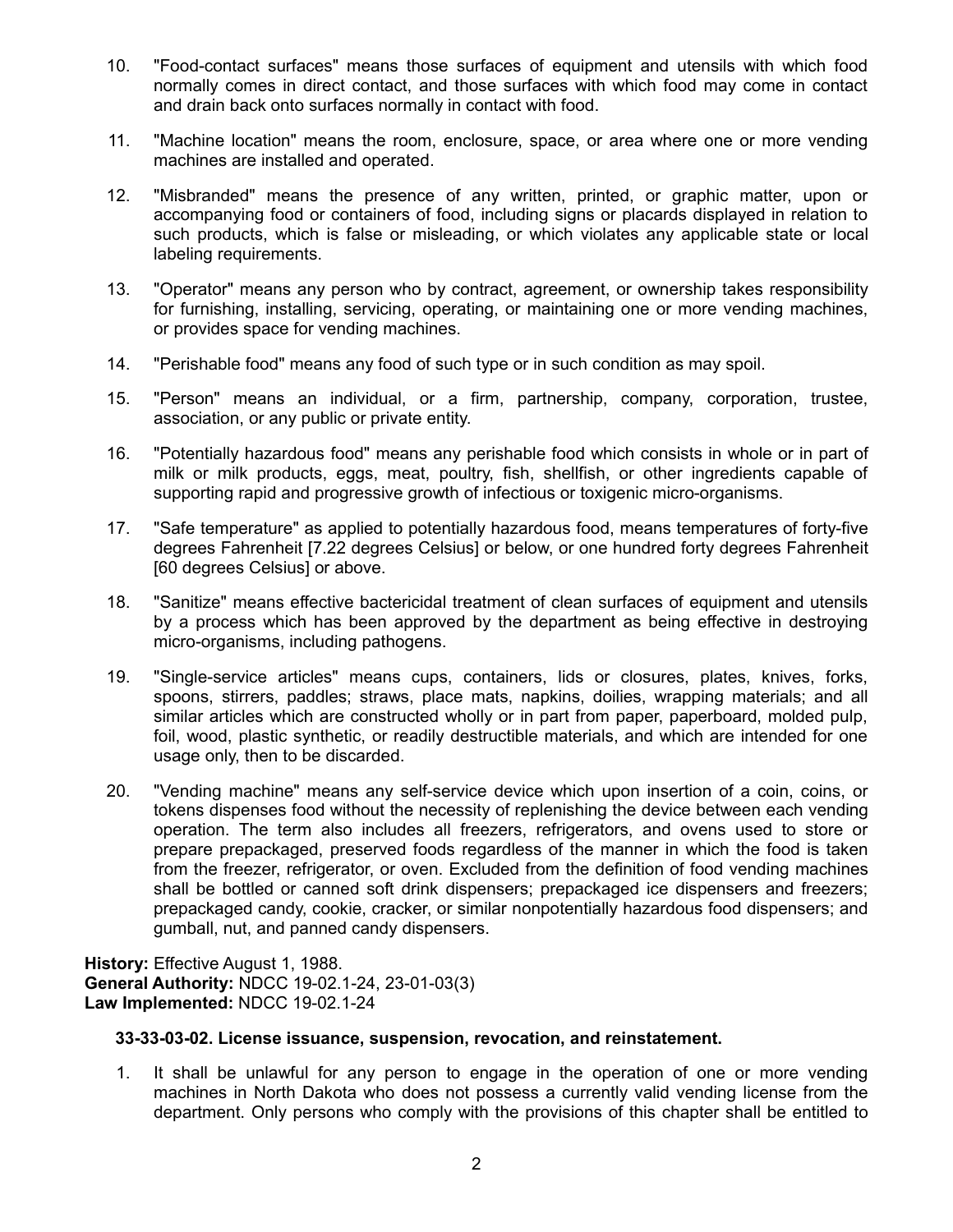10. "Food-contact surfaces" means those surfaces of equipment and utensils with which food normally comes in direct contact, and those surfaces with which food may come in contact and drain back onto surfaces normally in contact with food.

11. "Machine location" means the room, enclosure, space, or area where one or more vending machines are installed and operated.

12. "Misbranded" means the presence of any written, printed, or graphic matter, upon or accompanying food or containers of food, including signs or placards displayed in relation to such products, which is false or misleading, or which violates any applicable state or local labeling requirements.

13. "Operator" means any person who by contract, agreement, or ownership takes responsibility for furnishing, installing, servicing, operating, or maintaining one or more vending machines, or provides space for vending machines.

14. "Perishable food" means any food of such type or in such condition as may spoil.

15. "Person" means an individual, or a firm, partnership, company, corporation, trustee, association, or any public or private entity.

16. "Potentially hazardous food" means any perishable food which consists in whole or in part of milk or milk products, eggs, meat, poultry, fish, shellfish, or other ingredients capable of supporting rapid and progressive growth of infectious or toxigenic micro-organisms.

17. "Safe temperature" as applied to potentially hazardous food, means temperatures of forty-five degrees Fahrenheit [7.22 degrees Celsius] or below, or one hundred forty degrees Fahrenheit [60 degrees Celsius] or above.

18. "Sanitize" means effective bactericidal treatment of clean surfaces of equipment and utensils by a process which has been approved by the department as being effective in destroying micro-organisms, including pathogens.

19. "Single-service articles" means cups, containers, lids or closures, plates, knives, forks, spoons, stirrers, paddles; straws, place mats, napkins, doilies, wrapping materials; and all similar articles which are constructed wholly or in part from paper, paperboard, molded pulp, foil, wood, plastic synthetic, or readily destructible materials, and which are intended for one usage only, then to be discarded.

20. "Vending machine" means any self-service device which upon insertion of a coin, coins, or tokens dispenses food without the necessity of replenishing the device between each vending operation. The term also includes all freezers, refrigerators, and ovens used to store or prepare prepackaged, preserved foods regardless of the manner in which the food is taken from the freezer, refrigerator, or oven. Excluded from the definition of food vending machines shall be bottled or canned soft drink dispensers; prepackaged ice dispensers and freezers; prepackaged candy, cookie, cracker, or similar nonpotentially hazardous food dispensers; and gumball, nut, and panned candy dispensers.

**History:** Effective August 1, 1988.
**General Authority:** NDCC 19-02.1-24, 23-01-03(3)
**Law Implemented:** NDCC 19-02.1-24

**33-33-03-02. License issuance, suspension, revocation, and reinstatement.**

1. It shall be unlawful for any person to engage in the operation of one or more vending machines in North Dakota who does not possess a currently valid vending license from the department. Only persons who comply with the provisions of this chapter shall be entitled to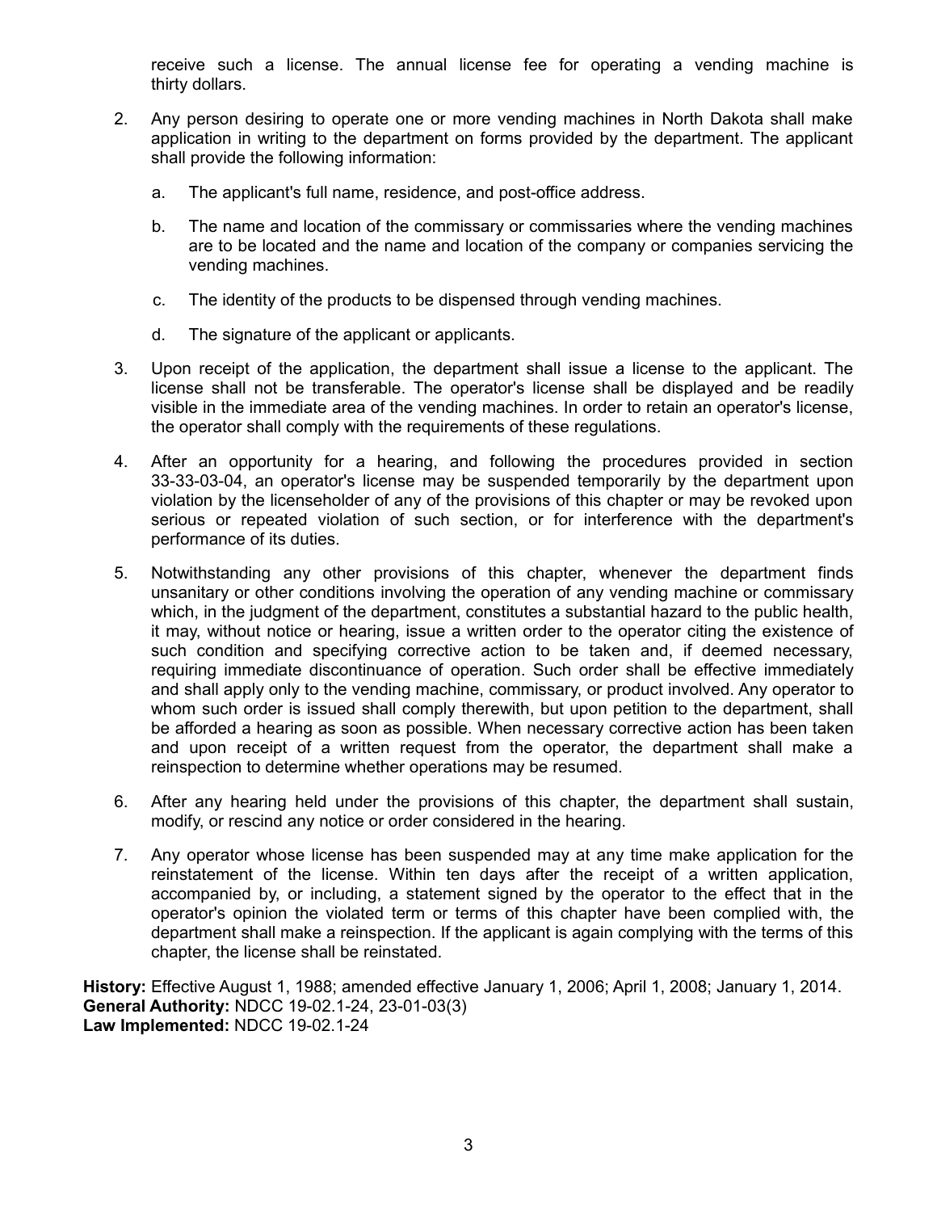receive such a license. The annual license fee for operating a vending machine is thirty dollars.

2. Any person desiring to operate one or more vending machines in North Dakota shall make application in writing to the department on forms provided by the department. The applicant shall provide the following information:

   a. The applicant's full name, residence, and post-office address.

   b. The name and location of the commissary or commissaries where the vending machines are to be located and the name and location of the company or companies servicing the vending machines.

   c. The identity of the products to be dispensed through vending machines.

   d. The signature of the applicant or applicants.

3. Upon receipt of the application, the department shall issue a license to the applicant. The license shall not be transferable. The operator's license shall be displayed and be readily visible in the immediate area of the vending machines. In order to retain an operator's license, the operator shall comply with the requirements of these regulations.

4. After an opportunity for a hearing, and following the procedures provided in section 33-33-03-04, an operator's license may be suspended temporarily by the department upon violation by the licenseholder of any of the provisions of this chapter or may be revoked upon serious or repeated violation of such section, or for interference with the department's performance of its duties.

5. Notwithstanding any other provisions of this chapter, whenever the department finds unsanitary or other conditions involving the operation of any vending machine or commissary which, in the judgment of the department, constitutes a substantial hazard to the public health, it may, without notice or hearing, issue a written order to the operator citing the existence of such condition and specifying corrective action to be taken and, if deemed necessary, requiring immediate discontinuance of operation. Such order shall be effective immediately and shall apply only to the vending machine, commissary, or product involved. Any operator to whom such order is issued shall comply therewith, but upon petition to the department, shall be afforded a hearing as soon as possible. When necessary corrective action has been taken and upon receipt of a written request from the operator, the department shall make a reinspection to determine whether operations may be resumed.

6. After any hearing held under the provisions of this chapter, the department shall sustain, modify, or rescind any notice or order considered in the hearing.

7. Any operator whose license has been suspended may at any time make application for the reinstatement of the license. Within ten days after the receipt of a written application, accompanied by, or including, a statement signed by the operator to the effect that in the operator's opinion the violated term or terms of this chapter have been complied with, the department shall make a reinspection. If the applicant is again complying with the terms of this chapter, the license shall be reinstated.

**History:** Effective August 1, 1988; amended effective January 1, 2006; April 1, 2008; January 1, 2014.
**General Authority:** NDCC 19-02.1-24, 23-01-03(3)
**Law Implemented:** NDCC 19-02.1-24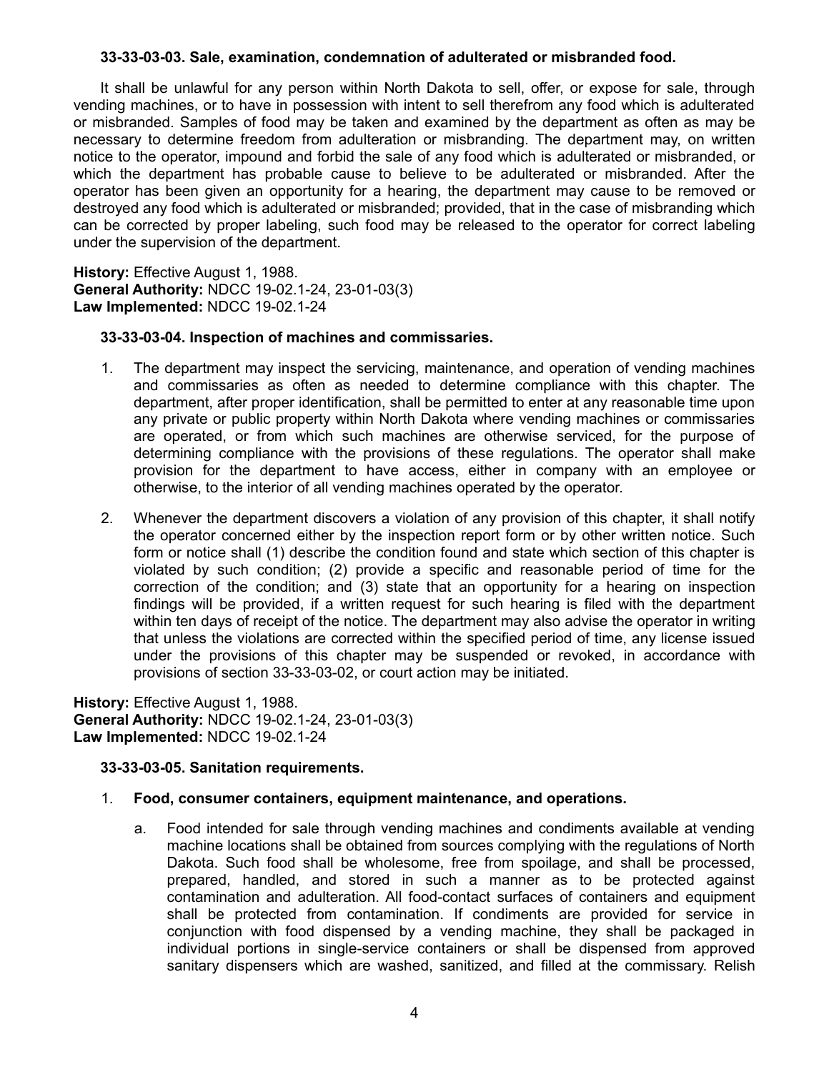**33-33-03-03. Sale, examination, condemnation of adulterated or misbranded food.**

It shall be unlawful for any person within North Dakota to sell, offer, or expose for sale, through vending machines, or to have in possession with intent to sell therefrom any food which is adulterated or misbranded. Samples of food may be taken and examined by the department as often as may be necessary to determine freedom from adulteration or misbranding. The department may, on written notice to the operator, impound and forbid the sale of any food which is adulterated or misbranded, or which the department has probable cause to believe to be adulterated or misbranded. After the operator has been given an opportunity for a hearing, the department may cause to be removed or destroyed any food which is adulterated or misbranded; provided, that in the case of misbranding which can be corrected by proper labeling, such food may be released to the operator for correct labeling under the supervision of the department.

**History:** Effective August 1, 1988.
**General Authority:** NDCC 19-02.1-24, 23-01-03(3)
**Law Implemented:** NDCC 19-02.1-24

**33-33-03-04. Inspection of machines and commissaries.**

1. The department may inspect the servicing, maintenance, and operation of vending machines and commissaries as often as needed to determine compliance with this chapter. The department, after proper identification, shall be permitted to enter at any reasonable time upon any private or public property within North Dakota where vending machines or commissaries are operated, or from which such machines are otherwise serviced, for the purpose of determining compliance with the provisions of these regulations. The operator shall make provision for the department to have access, either in company with an employee or otherwise, to the interior of all vending machines operated by the operator.

2. Whenever the department discovers a violation of any provision of this chapter, it shall notify the operator concerned either by the inspection report form or by other written notice. Such form or notice shall (1) describe the condition found and state which section of this chapter is violated by such condition; (2) provide a specific and reasonable period of time for the correction of the condition; and (3) state that an opportunity for a hearing on inspection findings will be provided, if a written request for such hearing is filed with the department within ten days of receipt of the notice. The department may also advise the operator in writing that unless the violations are corrected within the specified period of time, any license issued under the provisions of this chapter may be suspended or revoked, in accordance with provisions of section 33-33-03-02, or court action may be initiated.

**History:** Effective August 1, 1988.
**General Authority:** NDCC 19-02.1-24, 23-01-03(3)
**Law Implemented:** NDCC 19-02.1-24

**33-33-03-05. Sanitation requirements.**

1. **Food, consumer containers, equipment maintenance, and operations.**

   a. Food intended for sale through vending machines and condiments available at vending machine locations shall be obtained from sources complying with the regulations of North Dakota. Such food shall be wholesome, free from spoilage, and shall be processed, prepared, handled, and stored in such a manner as to be protected against contamination and adulteration. All food-contact surfaces of containers and equipment shall be protected from contamination. If condiments are provided for service in conjunction with food dispensed by a vending machine, they shall be packaged in individual portions in single-service containers or shall be dispensed from approved sanitary dispensers which are washed, sanitized, and filled at the commissary. Relish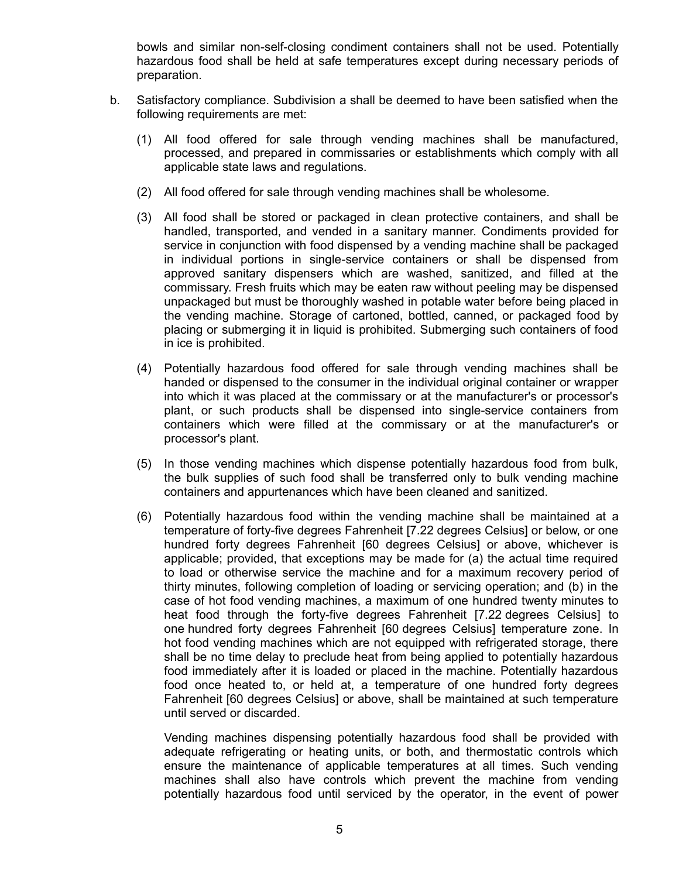bowls and similar non-self-closing condiment containers shall not be used. Potentially hazardous food shall be held at safe temperatures except during necessary periods of preparation.

b. Satisfactory compliance. Subdivision a shall be deemed to have been satisfied when the following requirements are met:

   (1) All food offered for sale through vending machines shall be manufactured, processed, and prepared in commissaries or establishments which comply with all applicable state laws and regulations.

   (2) All food offered for sale through vending machines shall be wholesome.

   (3) All food shall be stored or packaged in clean protective containers, and shall be handled, transported, and vended in a sanitary manner. Condiments provided for service in conjunction with food dispensed by a vending machine shall be packaged in individual portions in single-service containers or shall be dispensed from approved sanitary dispensers which are washed, sanitized, and filled at the commissary. Fresh fruits which may be eaten raw without peeling may be dispensed unpackaged but must be thoroughly washed in potable water before being placed in the vending machine. Storage of cartoned, bottled, canned, or packaged food by placing or submerging it in liquid is prohibited. Submerging such containers of food in ice is prohibited.

   (4) Potentially hazardous food offered for sale through vending machines shall be handed or dispensed to the consumer in the individual original container or wrapper into which it was placed at the commissary or at the manufacturer's or processor's plant, or such products shall be dispensed into single-service containers from containers which were filled at the commissary or at the manufacturer's or processor's plant.

   (5) In those vending machines which dispense potentially hazardous food from bulk, the bulk supplies of such food shall be transferred only to bulk vending machine containers and appurtenances which have been cleaned and sanitized.

   (6) Potentially hazardous food within the vending machine shall be maintained at a temperature of forty-five degrees Fahrenheit [7.22 degrees Celsius] or below, or one hundred forty degrees Fahrenheit [60 degrees Celsius] or above, whichever is applicable; provided, that exceptions may be made for (a) the actual time required to load or otherwise service the machine and for a maximum recovery period of thirty minutes, following completion of loading or servicing operation; and (b) in the case of hot food vending machines, a maximum of one hundred twenty minutes to heat food through the forty-five degrees Fahrenheit [7.22 degrees Celsius] to one hundred forty degrees Fahrenheit [60 degrees Celsius] temperature zone. In hot food vending machines which are not equipped with refrigerated storage, there shall be no time delay to preclude heat from being applied to potentially hazardous food immediately after it is loaded or placed in the machine. Potentially hazardous food once heated to, or held at, a temperature of one hundred forty degrees Fahrenheit [60 degrees Celsius] or above, shall be maintained at such temperature until served or discarded.

   Vending machines dispensing potentially hazardous food shall be provided with adequate refrigerating or heating units, or both, and thermostatic controls which ensure the maintenance of applicable temperatures at all times. Such vending machines shall also have controls which prevent the machine from vending potentially hazardous food until serviced by the operator, in the event of power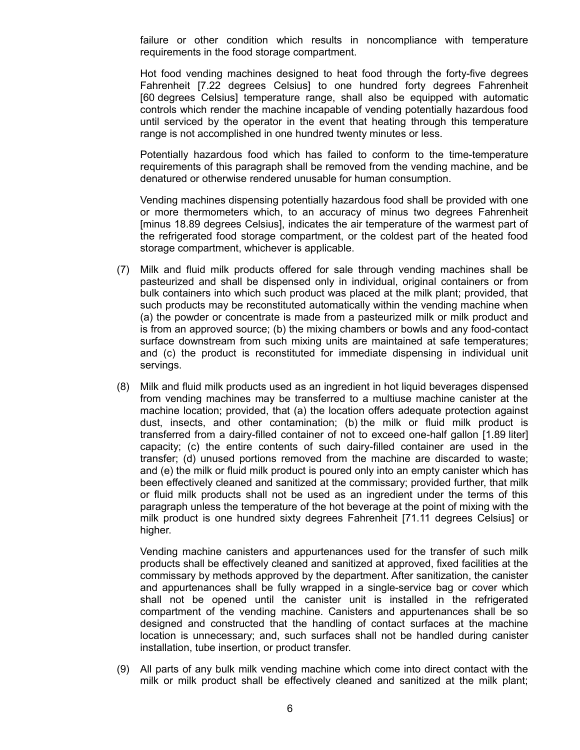failure or other condition which results in noncompliance with temperature requirements in the food storage compartment.

Hot food vending machines designed to heat food through the forty-five degrees Fahrenheit [7.22 degrees Celsius] to one hundred forty degrees Fahrenheit [60 degrees Celsius] temperature range, shall also be equipped with automatic controls which render the machine incapable of vending potentially hazardous food until serviced by the operator in the event that heating through this temperature range is not accomplished in one hundred twenty minutes or less.

Potentially hazardous food which has failed to conform to the time-temperature requirements of this paragraph shall be removed from the vending machine, and be denatured or otherwise rendered unusable for human consumption.

Vending machines dispensing potentially hazardous food shall be provided with one or more thermometers which, to an accuracy of minus two degrees Fahrenheit [minus 18.89 degrees Celsius], indicates the air temperature of the warmest part of the refrigerated food storage compartment, or the coldest part of the heated food storage compartment, whichever is applicable.

(7) Milk and fluid milk products offered for sale through vending machines shall be pasteurized and shall be dispensed only in individual, original containers or from bulk containers into which such product was placed at the milk plant; provided, that such products may be reconstituted automatically within the vending machine when (a) the powder or concentrate is made from a pasteurized milk or milk product and is from an approved source; (b) the mixing chambers or bowls and any food-contact surface downstream from such mixing units are maintained at safe temperatures; and (c) the product is reconstituted for immediate dispensing in individual unit servings.

(8) Milk and fluid milk products used as an ingredient in hot liquid beverages dispensed from vending machines may be transferred to a multiuse machine canister at the machine location; provided, that (a) the location offers adequate protection against dust, insects, and other contamination; (b) the milk or fluid milk product is transferred from a dairy-filled container of not to exceed one-half gallon [1.89 liter] capacity; (c) the entire contents of such dairy-filled container are used in the transfer; (d) unused portions removed from the machine are discarded to waste; and (e) the milk or fluid milk product is poured only into an empty canister which has been effectively cleaned and sanitized at the commissary; provided further, that milk or fluid milk products shall not be used as an ingredient under the terms of this paragraph unless the temperature of the hot beverage at the point of mixing with the milk product is one hundred sixty degrees Fahrenheit [71.11 degrees Celsius] or higher.

Vending machine canisters and appurtenances used for the transfer of such milk products shall be effectively cleaned and sanitized at approved, fixed facilities at the commissary by methods approved by the department. After sanitization, the canister and appurtenances shall be fully wrapped in a single-service bag or cover which shall not be opened until the canister unit is installed in the refrigerated compartment of the vending machine. Canisters and appurtenances shall be so designed and constructed that the handling of contact surfaces at the machine location is unnecessary; and, such surfaces shall not be handled during canister installation, tube insertion, or product transfer.

(9) All parts of any bulk milk vending machine which come into direct contact with the milk or milk product shall be effectively cleaned and sanitized at the milk plant;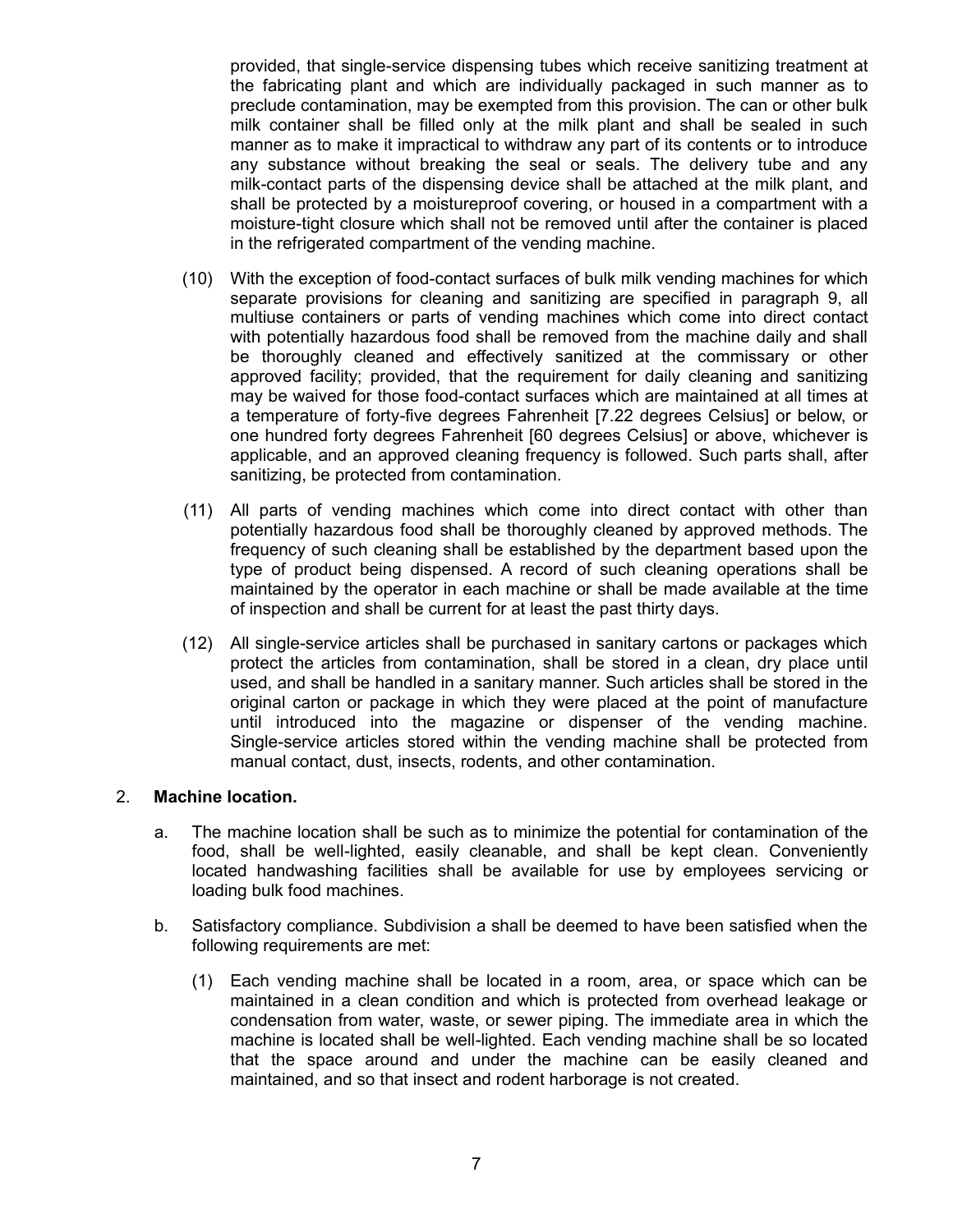provided, that single-service dispensing tubes which receive sanitizing treatment at the fabricating plant and which are individually packaged in such manner as to preclude contamination, may be exempted from this provision. The can or other bulk milk container shall be filled only at the milk plant and shall be sealed in such manner as to make it impractical to withdraw any part of its contents or to introduce any substance without breaking the seal or seals. The delivery tube and any milk-contact parts of the dispensing device shall be attached at the milk plant, and shall be protected by a moistureproof covering, or housed in a compartment with a moisture-tight closure which shall not be removed until after the container is placed in the refrigerated compartment of the vending machine.

(10) With the exception of food-contact surfaces of bulk milk vending machines for which separate provisions for cleaning and sanitizing are specified in paragraph 9, all multiuse containers or parts of vending machines which come into direct contact with potentially hazardous food shall be removed from the machine daily and shall be thoroughly cleaned and effectively sanitized at the commissary or other approved facility; provided, that the requirement for daily cleaning and sanitizing may be waived for those food-contact surfaces which are maintained at all times at a temperature of forty-five degrees Fahrenheit [7.22 degrees Celsius] or below, or one hundred forty degrees Fahrenheit [60 degrees Celsius] or above, whichever is applicable, and an approved cleaning frequency is followed. Such parts shall, after sanitizing, be protected from contamination.

(11) All parts of vending machines which come into direct contact with other than potentially hazardous food shall be thoroughly cleaned by approved methods. The frequency of such cleaning shall be established by the department based upon the type of product being dispensed. A record of such cleaning operations shall be maintained by the operator in each machine or shall be made available at the time of inspection and shall be current for at least the past thirty days.

(12) All single-service articles shall be purchased in sanitary cartons or packages which protect the articles from contamination, shall be stored in a clean, dry place until used, and shall be handled in a sanitary manner. Such articles shall be stored in the original carton or package in which they were placed at the point of manufacture until introduced into the magazine or dispenser of the vending machine. Single-service articles stored within the vending machine shall be protected from manual contact, dust, insects, rodents, and other contamination.

2. **Machine location.**

a. The machine location shall be such as to minimize the potential for contamination of the food, shall be well-lighted, easily cleanable, and shall be kept clean. Conveniently located handwashing facilities shall be available for use by employees servicing or loading bulk food machines.

b. Satisfactory compliance. Subdivision a shall be deemed to have been satisfied when the following requirements are met:

(1) Each vending machine shall be located in a room, area, or space which can be maintained in a clean condition and which is protected from overhead leakage or condensation from water, waste, or sewer piping. The immediate area in which the machine is located shall be well-lighted. Each vending machine shall be so located that the space around and under the machine can be easily cleaned and maintained, and so that insect and rodent harborage is not created.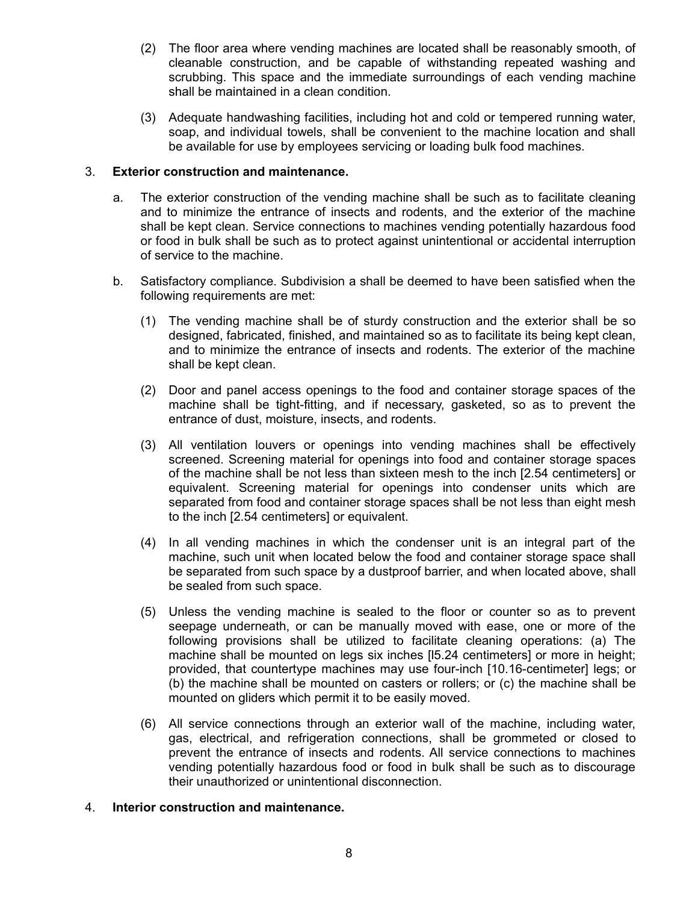(2) The floor area where vending machines are located shall be reasonably smooth, of cleanable construction, and be capable of withstanding repeated washing and scrubbing. This space and the immediate surroundings of each vending machine shall be maintained in a clean condition.

(3) Adequate handwashing facilities, including hot and cold or tempered running water, soap, and individual towels, shall be convenient to the machine location and shall be available for use by employees servicing or loading bulk food machines.

3. **Exterior construction and maintenance.**

a. The exterior construction of the vending machine shall be such as to facilitate cleaning and to minimize the entrance of insects and rodents, and the exterior of the machine shall be kept clean. Service connections to machines vending potentially hazardous food or food in bulk shall be such as to protect against unintentional or accidental interruption of service to the machine.

b. Satisfactory compliance. Subdivision a shall be deemed to have been satisfied when the following requirements are met:

(1) The vending machine shall be of sturdy construction and the exterior shall be so designed, fabricated, finished, and maintained so as to facilitate its being kept clean, and to minimize the entrance of insects and rodents. The exterior of the machine shall be kept clean.

(2) Door and panel access openings to the food and container storage spaces of the machine shall be tight-fitting, and if necessary, gasketed, so as to prevent the entrance of dust, moisture, insects, and rodents.

(3) All ventilation louvers or openings into vending machines shall be effectively screened. Screening material for openings into food and container storage spaces of the machine shall be not less than sixteen mesh to the inch [2.54 centimeters] or equivalent. Screening material for openings into condenser units which are separated from food and container storage spaces shall be not less than eight mesh to the inch [2.54 centimeters] or equivalent.

(4) In all vending machines in which the condenser unit is an integral part of the machine, such unit when located below the food and container storage space shall be separated from such space by a dustproof barrier, and when located above, shall be sealed from such space.

(5) Unless the vending machine is sealed to the floor or counter so as to prevent seepage underneath, or can be manually moved with ease, one or more of the following provisions shall be utilized to facilitate cleaning operations: (a) The machine shall be mounted on legs six inches [l5.24 centimeters] or more in height; provided, that countertype machines may use four-inch [10.16-centimeter] legs; or (b) the machine shall be mounted on casters or rollers; or (c) the machine shall be mounted on gliders which permit it to be easily moved.

(6) All service connections through an exterior wall of the machine, including water, gas, electrical, and refrigeration connections, shall be grommeted or closed to prevent the entrance of insects and rodents. All service connections to machines vending potentially hazardous food or food in bulk shall be such as to discourage their unauthorized or unintentional disconnection.

4. **Interior construction and maintenance.**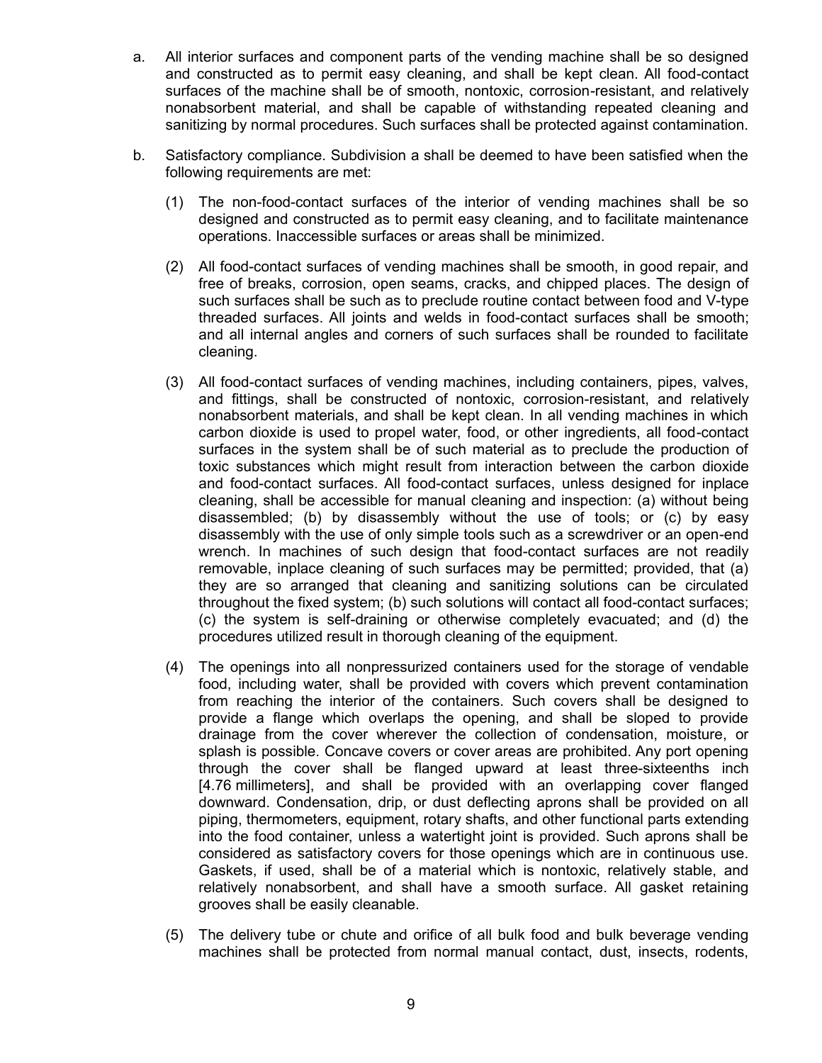a. All interior surfaces and component parts of the vending machine shall be so designed and constructed as to permit easy cleaning, and shall be kept clean. All food-contact surfaces of the machine shall be of smooth, nontoxic, corrosion-resistant, and relatively nonabsorbent material, and shall be capable of withstanding repeated cleaning and sanitizing by normal procedures. Such surfaces shall be protected against contamination.

b. Satisfactory compliance. Subdivision a shall be deemed to have been satisfied when the following requirements are met:

   (1) The non-food-contact surfaces of the interior of vending machines shall be so designed and constructed as to permit easy cleaning, and to facilitate maintenance operations. Inaccessible surfaces or areas shall be minimized.

   (2) All food-contact surfaces of vending machines shall be smooth, in good repair, and free of breaks, corrosion, open seams, cracks, and chipped places. The design of such surfaces shall be such as to preclude routine contact between food and V-type threaded surfaces. All joints and welds in food-contact surfaces shall be smooth; and all internal angles and corners of such surfaces shall be rounded to facilitate cleaning.

   (3) All food-contact surfaces of vending machines, including containers, pipes, valves, and fittings, shall be constructed of nontoxic, corrosion-resistant, and relatively nonabsorbent materials, and shall be kept clean. In all vending machines in which carbon dioxide is used to propel water, food, or other ingredients, all food-contact surfaces in the system shall be of such material as to preclude the production of toxic substances which might result from interaction between the carbon dioxide and food-contact surfaces. All food-contact surfaces, unless designed for inplace cleaning, shall be accessible for manual cleaning and inspection: (a) without being disassembled; (b) by disassembly without the use of tools; or (c) by easy disassembly with the use of only simple tools such as a screwdriver or an open-end wrench. In machines of such design that food-contact surfaces are not readily removable, inplace cleaning of such surfaces may be permitted; provided, that (a) they are so arranged that cleaning and sanitizing solutions can be circulated throughout the fixed system; (b) such solutions will contact all food-contact surfaces; (c) the system is self-draining or otherwise completely evacuated; and (d) the procedures utilized result in thorough cleaning of the equipment.

   (4) The openings into all nonpressurized containers used for the storage of vendable food, including water, shall be provided with covers which prevent contamination from reaching the interior of the containers. Such covers shall be designed to provide a flange which overlaps the opening, and shall be sloped to provide drainage from the cover wherever the collection of condensation, moisture, or splash is possible. Concave covers or cover areas are prohibited. Any port opening through the cover shall be flanged upward at least three-sixteenths inch [4.76 millimeters], and shall be provided with an overlapping cover flanged downward. Condensation, drip, or dust deflecting aprons shall be provided on all piping, thermometers, equipment, rotary shafts, and other functional parts extending into the food container, unless a watertight joint is provided. Such aprons shall be considered as satisfactory covers for those openings which are in continuous use. Gaskets, if used, shall be of a material which is nontoxic, relatively stable, and relatively nonabsorbent, and shall have a smooth surface. All gasket retaining grooves shall be easily cleanable.

   (5) The delivery tube or chute and orifice of all bulk food and bulk beverage vending machines shall be protected from normal manual contact, dust, insects, rodents,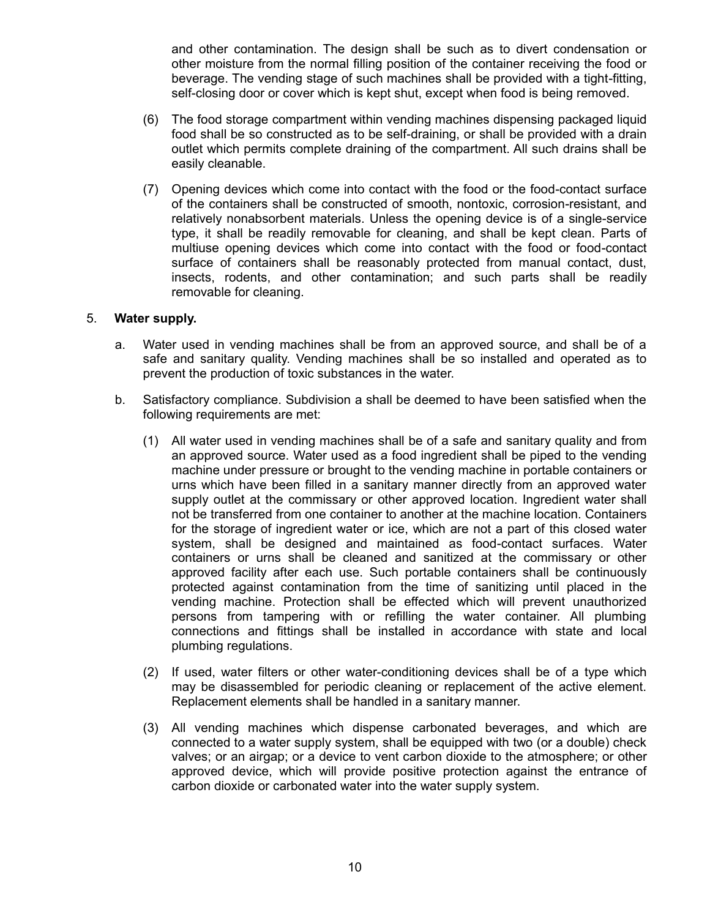and other contamination. The design shall be such as to divert condensation or other moisture from the normal filling position of the container receiving the food or beverage. The vending stage of such machines shall be provided with a tight-fitting, self-closing door or cover which is kept shut, except when food is being removed.

(6) The food storage compartment within vending machines dispensing packaged liquid food shall be so constructed as to be self-draining, or shall be provided with a drain outlet which permits complete draining of the compartment. All such drains shall be easily cleanable.

(7) Opening devices which come into contact with the food or the food-contact surface of the containers shall be constructed of smooth, nontoxic, corrosion-resistant, and relatively nonabsorbent materials. Unless the opening device is of a single-service type, it shall be readily removable for cleaning, and shall be kept clean. Parts of multiuse opening devices which come into contact with the food or food-contact surface of containers shall be reasonably protected from manual contact, dust, insects, rodents, and other contamination; and such parts shall be readily removable for cleaning.

5. **Water supply.**

a. Water used in vending machines shall be from an approved source, and shall be of a safe and sanitary quality. Vending machines shall be so installed and operated as to prevent the production of toxic substances in the water.

b. Satisfactory compliance. Subdivision a shall be deemed to have been satisfied when the following requirements are met:

(1) All water used in vending machines shall be of a safe and sanitary quality and from an approved source. Water used as a food ingredient shall be piped to the vending machine under pressure or brought to the vending machine in portable containers or urns which have been filled in a sanitary manner directly from an approved water supply outlet at the commissary or other approved location. Ingredient water shall not be transferred from one container to another at the machine location. Containers for the storage of ingredient water or ice, which are not a part of this closed water system, shall be designed and maintained as food-contact surfaces. Water containers or urns shall be cleaned and sanitized at the commissary or other approved facility after each use. Such portable containers shall be continuously protected against contamination from the time of sanitizing until placed in the vending machine. Protection shall be effected which will prevent unauthorized persons from tampering with or refilling the water container. All plumbing connections and fittings shall be installed in accordance with state and local plumbing regulations.

(2) If used, water filters or other water-conditioning devices shall be of a type which may be disassembled for periodic cleaning or replacement of the active element. Replacement elements shall be handled in a sanitary manner.

(3) All vending machines which dispense carbonated beverages, and which are connected to a water supply system, shall be equipped with two (or a double) check valves; or an airgap; or a device to vent carbon dioxide to the atmosphere; or other approved device, which will provide positive protection against the entrance of carbon dioxide or carbonated water into the water supply system.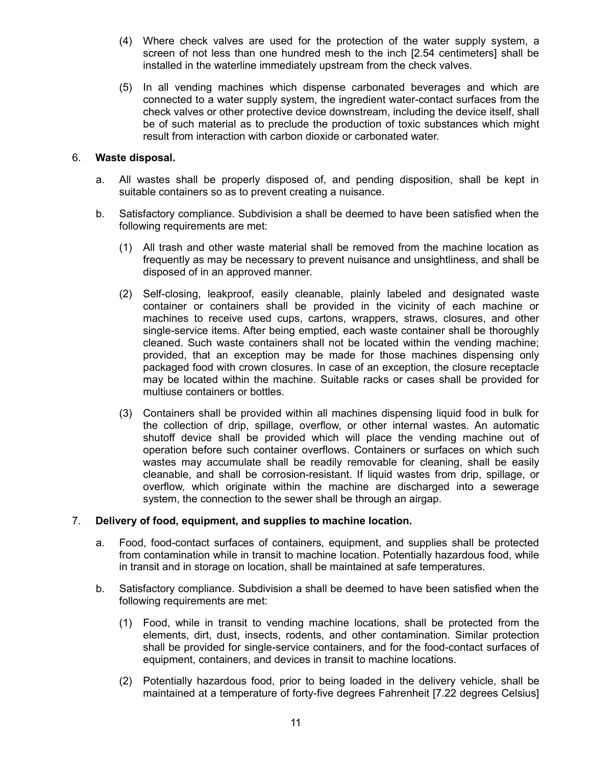(4) Where check valves are used for the protection of the water supply system, a screen of not less than one hundred mesh to the inch [2.54 centimeters] shall be installed in the waterline immediately upstream from the check valves.

(5) In all vending machines which dispense carbonated beverages and which are connected to a water supply system, the ingredient water-contact surfaces from the check valves or other protective device downstream, including the device itself, shall be of such material as to preclude the production of toxic substances which might result from interaction with carbon dioxide or carbonated water.

6. **Waste disposal.**

a. All wastes shall be properly disposed of, and pending disposition, shall be kept in suitable containers so as to prevent creating a nuisance.

b. Satisfactory compliance. Subdivision a shall be deemed to have been satisfied when the following requirements are met:

(1) All trash and other waste material shall be removed from the machine location as frequently as may be necessary to prevent nuisance and unsightliness, and shall be disposed of in an approved manner.

(2) Self-closing, leakproof, easily cleanable, plainly labeled and designated waste container or containers shall be provided in the vicinity of each machine or machines to receive used cups, cartons, wrappers, straws, closures, and other single-service items. After being emptied, each waste container shall be thoroughly cleaned. Such waste containers shall not be located within the vending machine; provided, that an exception may be made for those machines dispensing only packaged food with crown closures. In case of an exception, the closure receptacle may be located within the machine. Suitable racks or cases shall be provided for multiuse containers or bottles.

(3) Containers shall be provided within all machines dispensing liquid food in bulk for the collection of drip, spillage, overflow, or other internal wastes. An automatic shutoff device shall be provided which will place the vending machine out of operation before such container overflows. Containers or surfaces on which such wastes may accumulate shall be readily removable for cleaning, shall be easily cleanable, and shall be corrosion-resistant. If liquid wastes from drip, spillage, or overflow, which originate within the machine are discharged into a sewerage system, the connection to the sewer shall be through an airgap.

7. **Delivery of food, equipment, and supplies to machine location.**

a. Food, food-contact surfaces of containers, equipment, and supplies shall be protected from contamination while in transit to machine location. Potentially hazardous food, while in transit and in storage on location, shall be maintained at safe temperatures.

b. Satisfactory compliance. Subdivision a shall be deemed to have been satisfied when the following requirements are met:

(1) Food, while in transit to vending machine locations, shall be protected from the elements, dirt, dust, insects, rodents, and other contamination. Similar protection shall be provided for single-service containers, and for the food-contact surfaces of equipment, containers, and devices in transit to machine locations.

(2) Potentially hazardous food, prior to being loaded in the delivery vehicle, shall be maintained at a temperature of forty-five degrees Fahrenheit [7.22 degrees Celsius]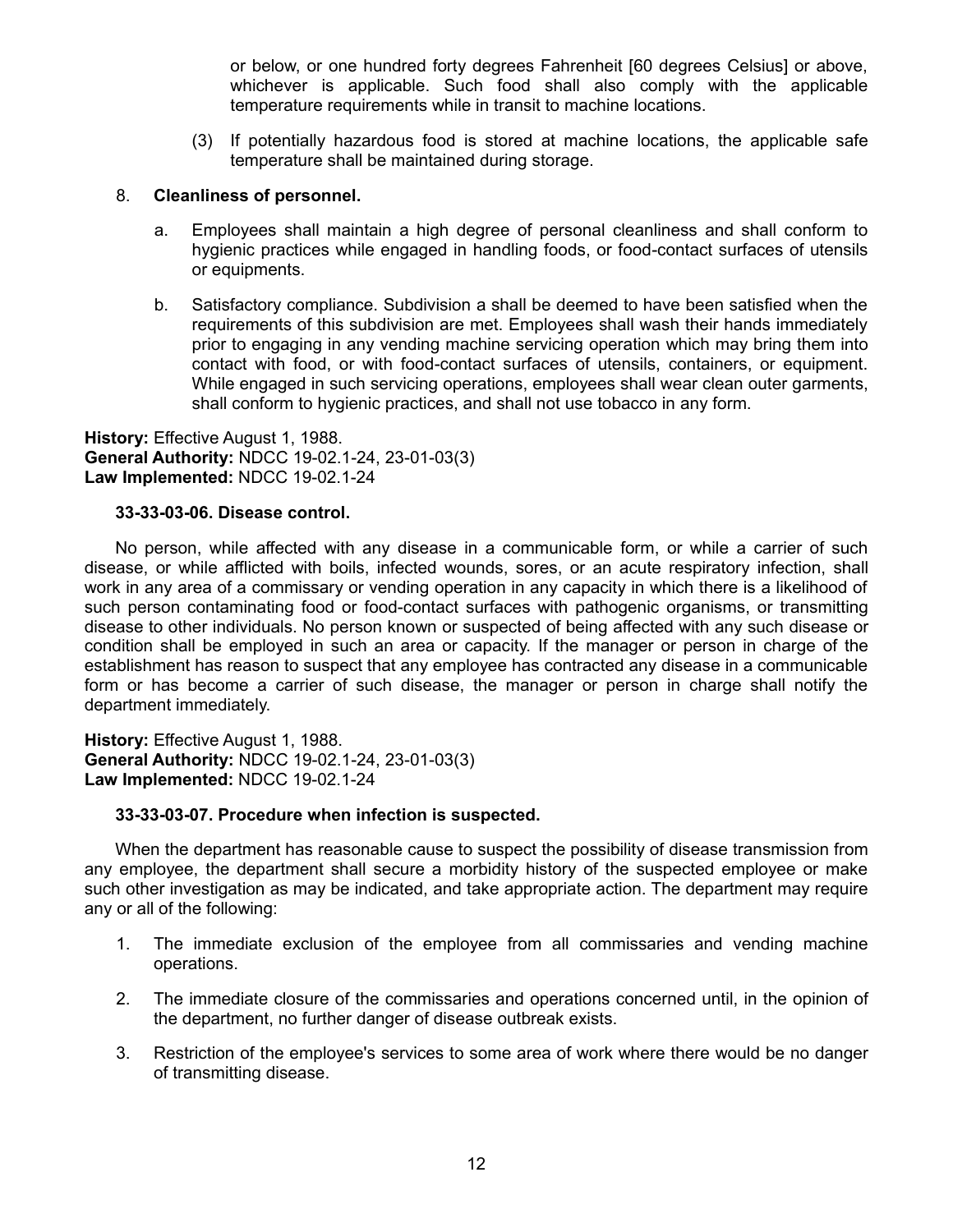or below, or one hundred forty degrees Fahrenheit [60 degrees Celsius] or above, whichever is applicable. Such food shall also comply with the applicable temperature requirements while in transit to machine locations.

(3) If potentially hazardous food is stored at machine locations, the applicable safe temperature shall be maintained during storage.

8. **Cleanliness of personnel.**

   a. Employees shall maintain a high degree of personal cleanliness and shall conform to hygienic practices while engaged in handling foods, or food-contact surfaces of utensils or equipments.

   b. Satisfactory compliance. Subdivision a shall be deemed to have been satisfied when the requirements of this subdivision are met. Employees shall wash their hands immediately prior to engaging in any vending machine servicing operation which may bring them into contact with food, or with food-contact surfaces of utensils, containers, or equipment. While engaged in such servicing operations, employees shall wear clean outer garments, shall conform to hygienic practices, and shall not use tobacco in any form.

**History:** Effective August 1, 1988.
**General Authority:** NDCC 19-02.1-24, 23-01-03(3)
**Law Implemented:** NDCC 19-02.1-24

**33-33-03-06. Disease control.**

No person, while affected with any disease in a communicable form, or while a carrier of such disease, or while afflicted with boils, infected wounds, sores, or an acute respiratory infection, shall work in any area of a commissary or vending operation in any capacity in which there is a likelihood of such person contaminating food or food-contact surfaces with pathogenic organisms, or transmitting disease to other individuals. No person known or suspected of being affected with any such disease or condition shall be employed in such an area or capacity. If the manager or person in charge of the establishment has reason to suspect that any employee has contracted any disease in a communicable form or has become a carrier of such disease, the manager or person in charge shall notify the department immediately.

**History:** Effective August 1, 1988.
**General Authority:** NDCC 19-02.1-24, 23-01-03(3)
**Law Implemented:** NDCC 19-02.1-24

**33-33-03-07. Procedure when infection is suspected.**

When the department has reasonable cause to suspect the possibility of disease transmission from any employee, the department shall secure a morbidity history of the suspected employee or make such other investigation as may be indicated, and take appropriate action. The department may require any or all of the following:

1. The immediate exclusion of the employee from all commissaries and vending machine operations.

2. The immediate closure of the commissaries and operations concerned until, in the opinion of the department, no further danger of disease outbreak exists.

3. Restriction of the employee's services to some area of work where there would be no danger of transmitting disease.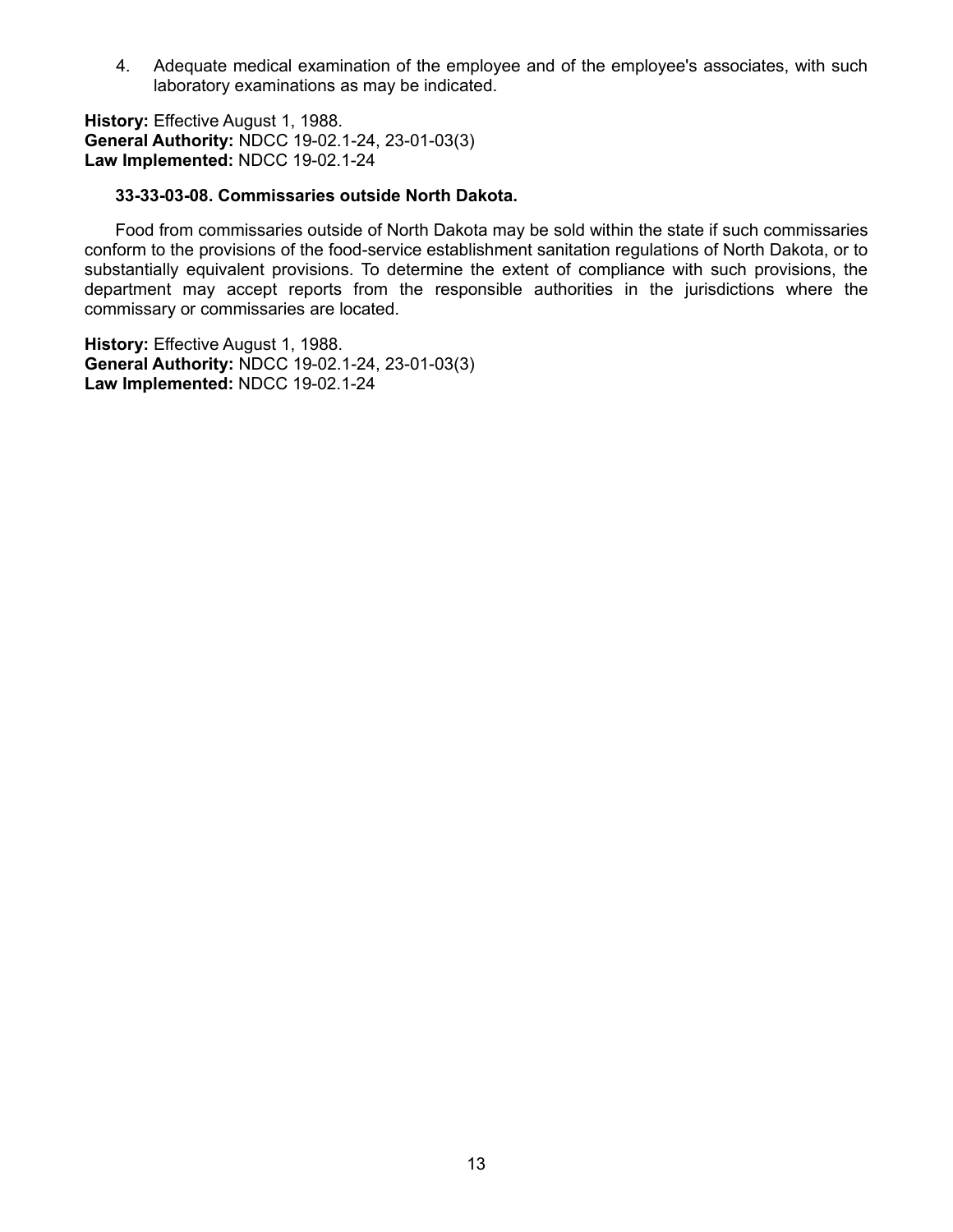4. Adequate medical examination of the employee and of the employee's associates, with such laboratory examinations as may be indicated.

**History:** Effective August 1, 1988.
**General Authority:** NDCC 19-02.1-24, 23-01-03(3)
**Law Implemented:** NDCC 19-02.1-24

**33-33-03-08. Commissaries outside North Dakota.**

Food from commissaries outside of North Dakota may be sold within the state if such commissaries conform to the provisions of the food-service establishment sanitation regulations of North Dakota, or to substantially equivalent provisions. To determine the extent of compliance with such provisions, the department may accept reports from the responsible authorities in the jurisdictions where the commissary or commissaries are located.

**History:** Effective August 1, 1988.
**General Authority:** NDCC 19-02.1-24, 23-01-03(3)
**Law Implemented:** NDCC 19-02.1-24